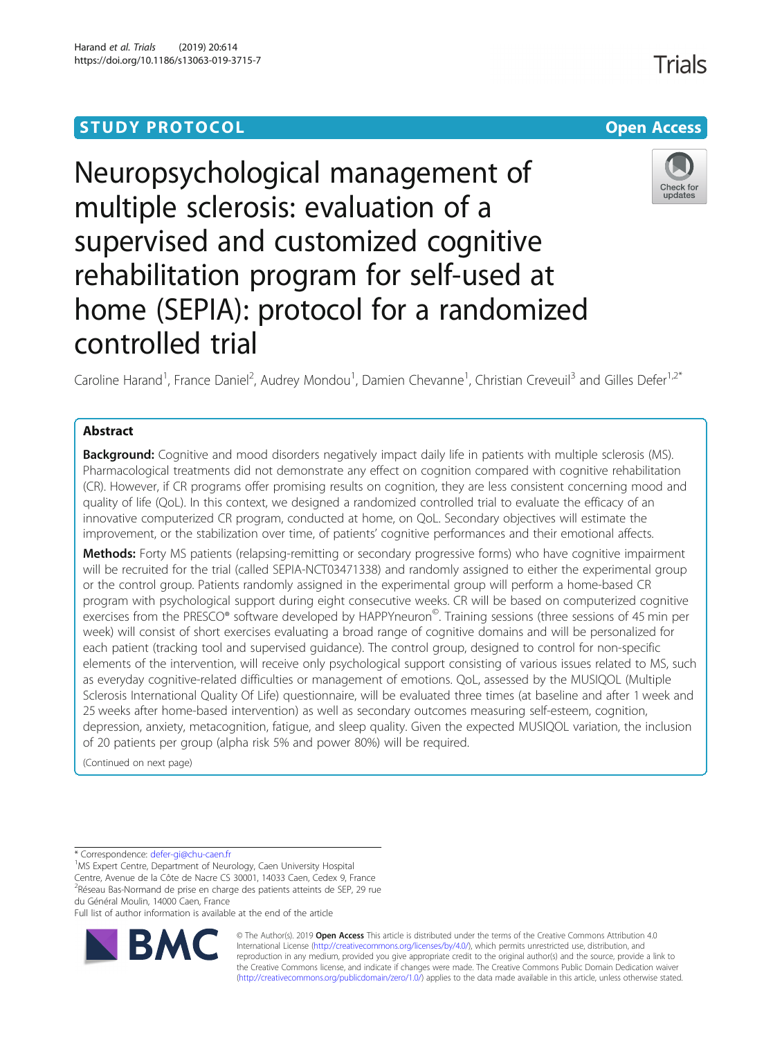STUDY PROTOCOL

Open Access

# Neuropsychological management of multiple sclerosis: evaluation of a supervised and customized cognitive rehabilitation program for self-used at home (SEPIA): protocol for a randomized controlled trial

Caroline Harand[1], France Daniel[2], Audrey Mondou[1], Damien Chevanne[1], Christian Creveuil[3] and Gilles Defer[1,2*]

## Abstract

**Background:** Cognitive and mood disorders negatively impact daily life in patients with multiple sclerosis (MS). Pharmacological treatments did not demonstrate any effect on cognition compared with cognitive rehabilitation (CR). However, if CR programs offer promising results on cognition, they are less consistent concerning mood and quality of life (QoL). In this context, we designed a randomized controlled trial to evaluate the efficacy of an innovative computerized CR program, conducted at home, on QoL. Secondary objectives will estimate the improvement, or the stabilization over time, of patients' cognitive performances and their emotional affects.

**Methods:** Forty MS patients (relapsing-remitting or secondary progressive forms) who have cognitive impairment will be recruited for the trial (called SEPIA-NCT03471338) and randomly assigned to either the experimental group or the control group. Patients randomly assigned in the experimental group will perform a home-based CR program with psychological support during eight consecutive weeks. CR will be based on computerized cognitive exercises from the PRESCO® software developed by HAPPYneuron©. Training sessions (three sessions of 45 min per week) will consist of short exercises evaluating a broad range of cognitive domains and will be personalized for each patient (tracking tool and supervised guidance). The control group, designed to control for non-specific elements of the intervention, will receive only psychological support consisting of various issues related to MS, such as everyday cognitive-related difficulties or management of emotions. QoL, assessed by the MUSIQOL (Multiple Sclerosis International Quality Of Life) questionnaire, will be evaluated three times (at baseline and after 1 week and 25 weeks after home-based intervention) as well as secondary outcomes measuring self-esteem, cognition, depression, anxiety, metacognition, fatigue, and sleep quality. Given the expected MUSIQOL variation, the inclusion of 20 patients per group (alpha risk 5% and power 80%) will be required.

(Continued on next page)

* Correspondence: defer-gi@chu-caen.fr

[1]MS Expert Centre, Department of Neurology, Caen University Hospital Centre, Avenue de la Côte de Nacre CS 30001, 14033 Caen, Cedex 9, France

[2]Réseau Bas-Normand de prise en charge des patients atteints de SEP, 29 rue du Général Moulin, 14000 Caen, France

Full list of author information is available at the end of the article

© The Author(s). 2019 **Open Access** This article is distributed under the terms of the Creative Commons Attribution 4.0 International License (http://creativecommons.org/licenses/by/4.0/), which permits unrestricted use, distribution, and reproduction in any medium, provided you give appropriate credit to the original author(s) and the source, provide a link to the Creative Commons license, and indicate if changes were made. The Creative Commons Public Domain Dedication waiver (http://creativecommons.org/publicdomain/zero/1.0/) applies to the data made available in this article, unless otherwise stated.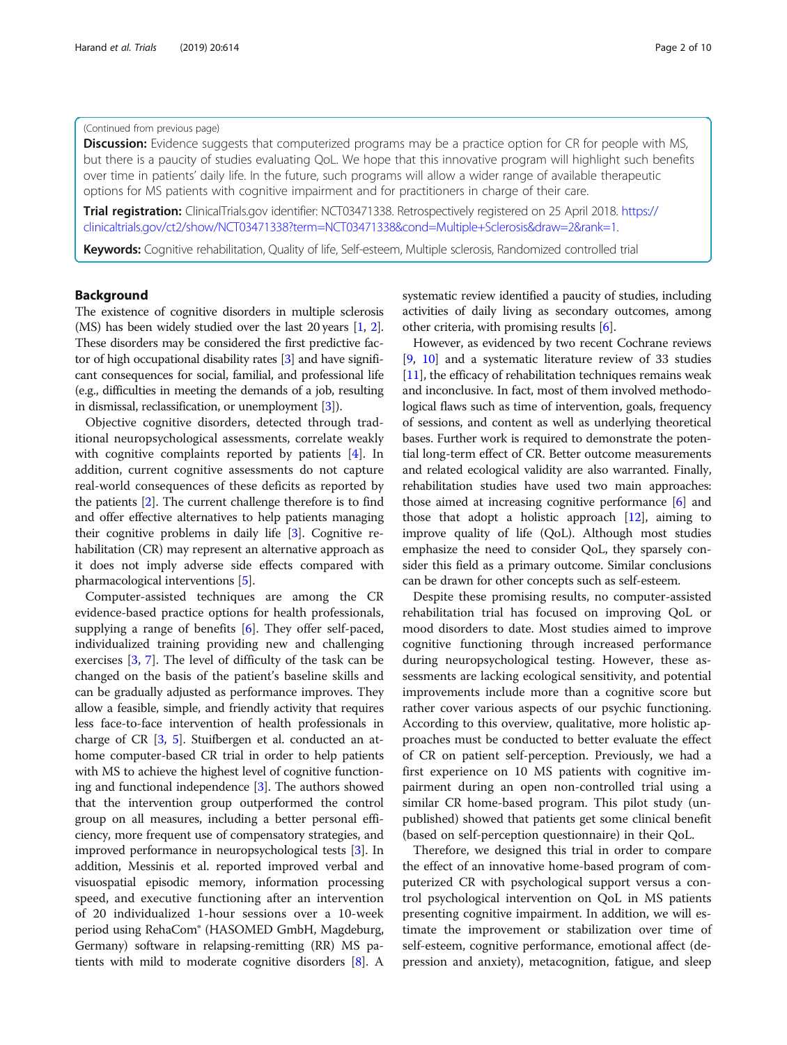(Continued from previous page)

**Discussion:** Evidence suggests that computerized programs may be a practice option for CR for people with MS, but there is a paucity of studies evaluating QoL. We hope that this innovative program will highlight such benefits over time in patients' daily life. In the future, such programs will allow a wider range of available therapeutic options for MS patients with cognitive impairment and for practitioners in charge of their care.

**Trial registration:** ClinicalTrials.gov identifier: NCT03471338. Retrospectively registered on 25 April 2018. https://clinicaltrials.gov/ct2/show/NCT03471338?term=NCT03471338&cond=Multiple+Sclerosis&draw=2&rank=1.

**Keywords:** Cognitive rehabilitation, Quality of life, Self-esteem, Multiple sclerosis, Randomized controlled trial

## Background

The existence of cognitive disorders in multiple sclerosis (MS) has been widely studied over the last 20 years [1, 2]. These disorders may be considered the first predictive factor of high occupational disability rates [3] and have significant consequences for social, familial, and professional life (e.g., difficulties in meeting the demands of a job, resulting in dismissal, reclassification, or unemployment [3]).

Objective cognitive disorders, detected through traditional neuropsychological assessments, correlate weakly with cognitive complaints reported by patients [4]. In addition, current cognitive assessments do not capture real-world consequences of these deficits as reported by the patients [2]. The current challenge therefore is to find and offer effective alternatives to help patients managing their cognitive problems in daily life [3]. Cognitive rehabilitation (CR) may represent an alternative approach as it does not imply adverse side effects compared with pharmacological interventions [5].

Computer-assisted techniques are among the CR evidence-based practice options for health professionals, supplying a range of benefits [6]. They offer self-paced, individualized training providing new and challenging exercises [3, 7]. The level of difficulty of the task can be changed on the basis of the patient's baseline skills and can be gradually adjusted as performance improves. They allow a feasible, simple, and friendly activity that requires less face-to-face intervention of health professionals in charge of CR [3, 5]. Stuifbergen et al. conducted an at-home computer-based CR trial in order to help patients with MS to achieve the highest level of cognitive functioning and functional independence [3]. The authors showed that the intervention group outperformed the control group on all measures, including a better personal efficiency, more frequent use of compensatory strategies, and improved performance in neuropsychological tests [3]. In addition, Messinis et al. reported improved verbal and visuospatial episodic memory, information processing speed, and executive functioning after an intervention of 20 individualized 1-hour sessions over a 10-week period using RehaCom® (HASOMED GmbH, Magdeburg, Germany) software in relapsing-remitting (RR) MS patients with mild to moderate cognitive disorders [8]. A systematic review identified a paucity of studies, including activities of daily living as secondary outcomes, among other criteria, with promising results [6].

However, as evidenced by two recent Cochrane reviews [9, 10] and a systematic literature review of 33 studies [11], the efficacy of rehabilitation techniques remains weak and inconclusive. In fact, most of them involved methodological flaws such as time of intervention, goals, frequency of sessions, and content as well as underlying theoretical bases. Further work is required to demonstrate the potential long-term effect of CR. Better outcome measurements and related ecological validity are also warranted. Finally, rehabilitation studies have used two main approaches: those aimed at increasing cognitive performance [6] and those that adopt a holistic approach [12], aiming to improve quality of life (QoL). Although most studies emphasize the need to consider QoL, they sparsely consider this field as a primary outcome. Similar conclusions can be drawn for other concepts such as self-esteem.

Despite these promising results, no computer-assisted rehabilitation trial has focused on improving QoL or mood disorders to date. Most studies aimed to improve cognitive functioning through increased performance during neuropsychological testing. However, these assessments are lacking ecological sensitivity, and potential improvements include more than a cognitive score but rather cover various aspects of our psychic functioning. According to this overview, qualitative, more holistic approaches must be conducted to better evaluate the effect of CR on patient self-perception. Previously, we had a first experience on 10 MS patients with cognitive impairment during an open non-controlled trial using a similar CR home-based program. This pilot study (unpublished) showed that patients get some clinical benefit (based on self-perception questionnaire) in their QoL.

Therefore, we designed this trial in order to compare the effect of an innovative home-based program of computerized CR with psychological support versus a control psychological intervention on QoL in MS patients presenting cognitive impairment. In addition, we will estimate the improvement or stabilization over time of self-esteem, cognitive performance, emotional affect (depression and anxiety), metacognition, fatigue, and sleep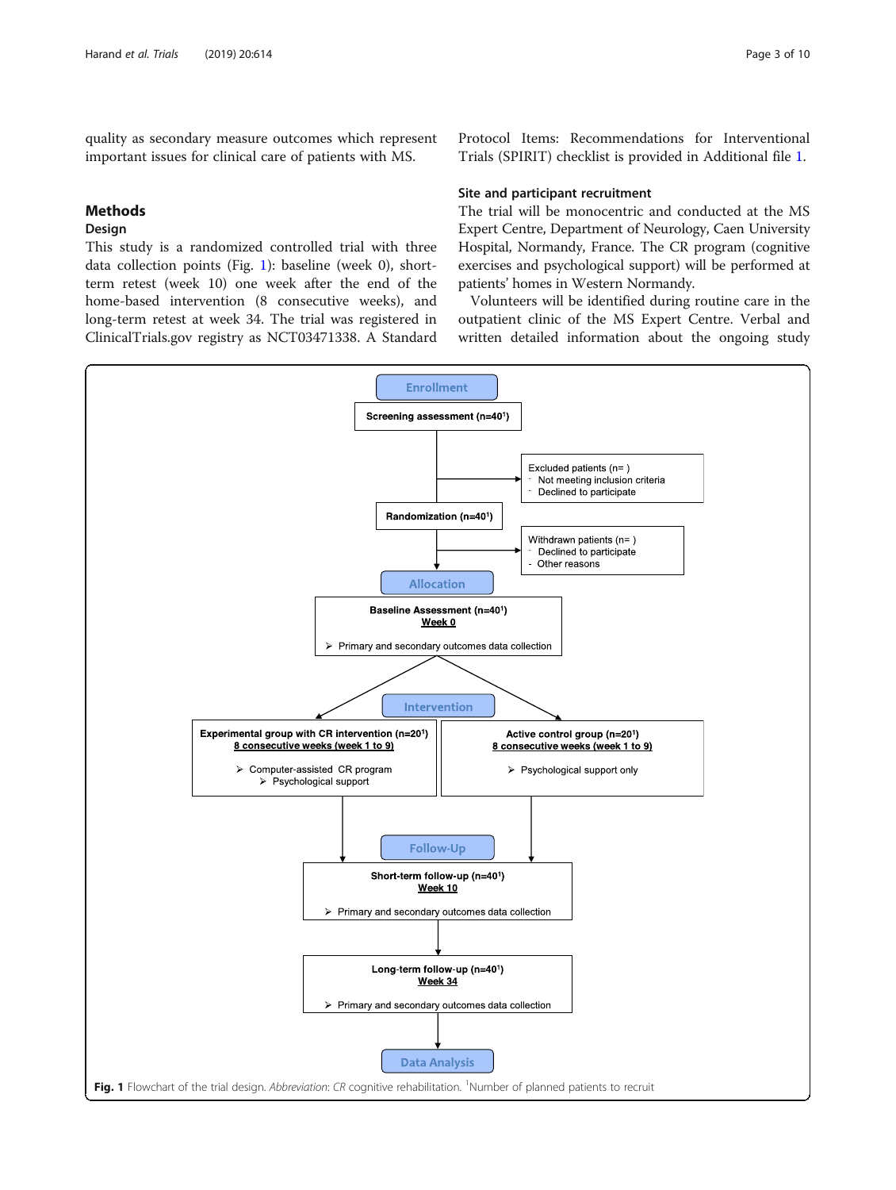quality as secondary measure outcomes which represent important issues for clinical care of patients with MS.

## Methods

### Design

This study is a randomized controlled trial with three data collection points (Fig. 1): baseline (week 0), short-term retest (week 10) one week after the end of the home-based intervention (8 consecutive weeks), and long-term retest at week 34. The trial was registered in ClinicalTrials.gov registry as NCT03471338. A Standard Protocol Items: Recommendations for Interventional Trials (SPIRIT) checklist is provided in Additional file 1.

### Site and participant recruitment

The trial will be monocentric and conducted at the MS Expert Centre, Department of Neurology, Caen University Hospital, Normandy, France. The CR program (cognitive exercises and psychological support) will be performed at patients' homes in Western Normandy.

Volunteers will be identified during routine care in the outpatient clinic of the MS Expert Centre. Verbal and written detailed information about the ongoing study

**Enrollment**

Screening assessment (n=40[1])

Excluded patients (n= )
- Not meeting inclusion criteria
- Declined to participate

Randomization (n=40[1])

Withdrawn patients (n= )
- Declined to participate
- Other reasons

**Allocation**

Baseline Assessment (n=40[1])
Week 0
- Primary and secondary outcomes data collection

**Intervention**

Experimental group with CR intervention (n=20[1])
8 consecutive weeks (week 1 to 9)
- Computer-assisted CR program
- Psychological support

Active control group (n=20[1])
8 consecutive weeks (week 1 to 9)
- Psychological support only

**Follow-Up**

Short-term follow-up (n=40[1])
Week 10
- Primary and secondary outcomes data collection

Long-term follow-up (n=40[1])
Week 34
- Primary and secondary outcomes data collection

**Data Analysis**

**Fig. 1** Flowchart of the trial design. *Abbreviation*: *CR* cognitive rehabilitation. [1]Number of planned patients to recruit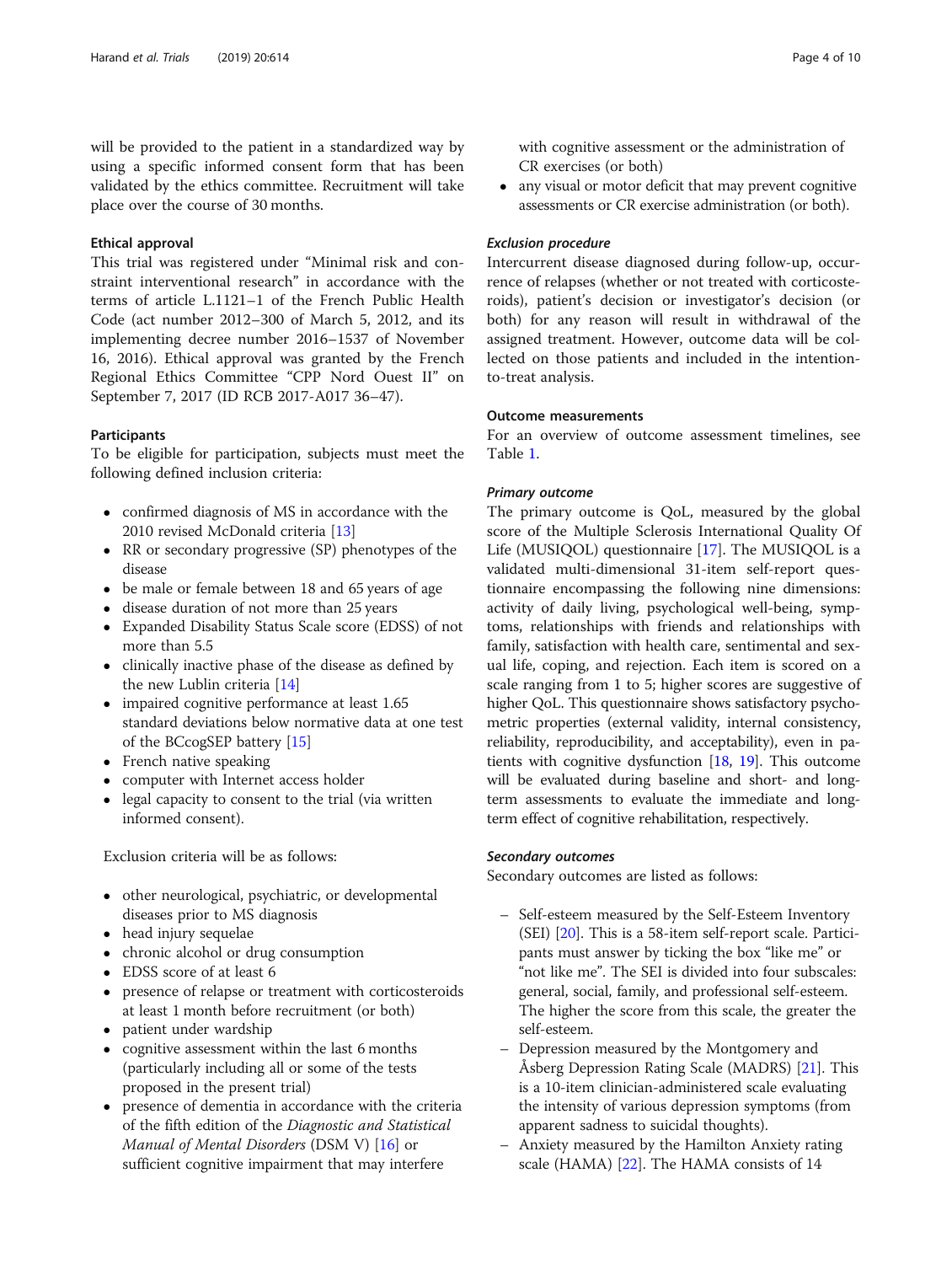will be provided to the patient in a standardized way by using a specific informed consent form that has been validated by the ethics committee. Recruitment will take place over the course of 30 months.

### Ethical approval

This trial was registered under "Minimal risk and constraint interventional research" in accordance with the terms of article L.1121–1 of the French Public Health Code (act number 2012–300 of March 5, 2012, and its implementing decree number 2016–1537 of November 16, 2016). Ethical approval was granted by the French Regional Ethics Committee "CPP Nord Ouest II" on September 7, 2017 (ID RCB 2017-A017 36–47).

### Participants

To be eligible for participation, subjects must meet the following defined inclusion criteria:

- confirmed diagnosis of MS in accordance with the 2010 revised McDonald criteria [13]
- RR or secondary progressive (SP) phenotypes of the disease
- be male or female between 18 and 65 years of age
- disease duration of not more than 25 years
- Expanded Disability Status Scale score (EDSS) of not more than 5.5
- clinically inactive phase of the disease as defined by the new Lublin criteria [14]
- impaired cognitive performance at least 1.65 standard deviations below normative data at one test of the BCcogSEP battery [15]
- French native speaking
- computer with Internet access holder
- legal capacity to consent to the trial (via written informed consent).

Exclusion criteria will be as follows:

- other neurological, psychiatric, or developmental diseases prior to MS diagnosis
- head injury sequelae
- chronic alcohol or drug consumption
- EDSS score of at least 6
- presence of relapse or treatment with corticosteroids at least 1 month before recruitment (or both)
- patient under wardship
- cognitive assessment within the last 6 months (particularly including all or some of the tests proposed in the present trial)
- presence of dementia in accordance with the criteria of the fifth edition of the *Diagnostic and Statistical Manual of Mental Disorders* (DSM V) [16] or sufficient cognitive impairment that may interfere with cognitive assessment or the administration of CR exercises (or both)
- any visual or motor deficit that may prevent cognitive assessments or CR exercise administration (or both).

#### *Exclusion procedure*

Intercurrent disease diagnosed during follow-up, occurrence of relapses (whether or not treated with corticosteroids), patient's decision or investigator's decision (or both) for any reason will result in withdrawal of the assigned treatment. However, outcome data will be collected on those patients and included in the intention-to-treat analysis.

### Outcome measurements

For an overview of outcome assessment timelines, see Table 1.

#### *Primary outcome*

The primary outcome is QoL, measured by the global score of the Multiple Sclerosis International Quality Of Life (MUSIQOL) questionnaire [17]. The MUSIQOL is a validated multi-dimensional 31-item self-report questionnaire encompassing the following nine dimensions: activity of daily living, psychological well-being, symptoms, relationships with friends and relationships with family, satisfaction with health care, sentimental and sexual life, coping, and rejection. Each item is scored on a scale ranging from 1 to 5; higher scores are suggestive of higher QoL. This questionnaire shows satisfactory psychometric properties (external validity, internal consistency, reliability, reproducibility, and acceptability), even in patients with cognitive dysfunction [18, 19]. This outcome will be evaluated during baseline and short- and long-term assessments to evaluate the immediate and long-term effect of cognitive rehabilitation, respectively.

#### *Secondary outcomes*

Secondary outcomes are listed as follows:

- Self-esteem measured by the Self-Esteem Inventory (SEI) [20]. This is a 58-item self-report scale. Participants must answer by ticking the box "like me" or "not like me". The SEI is divided into four subscales: general, social, family, and professional self-esteem. The higher the score from this scale, the greater the self-esteem.
- Depression measured by the Montgomery and Åsberg Depression Rating Scale (MADRS) [21]. This is a 10-item clinician-administered scale evaluating the intensity of various depression symptoms (from apparent sadness to suicidal thoughts).
- Anxiety measured by the Hamilton Anxiety rating scale (HAMA) [22]. The HAMA consists of 14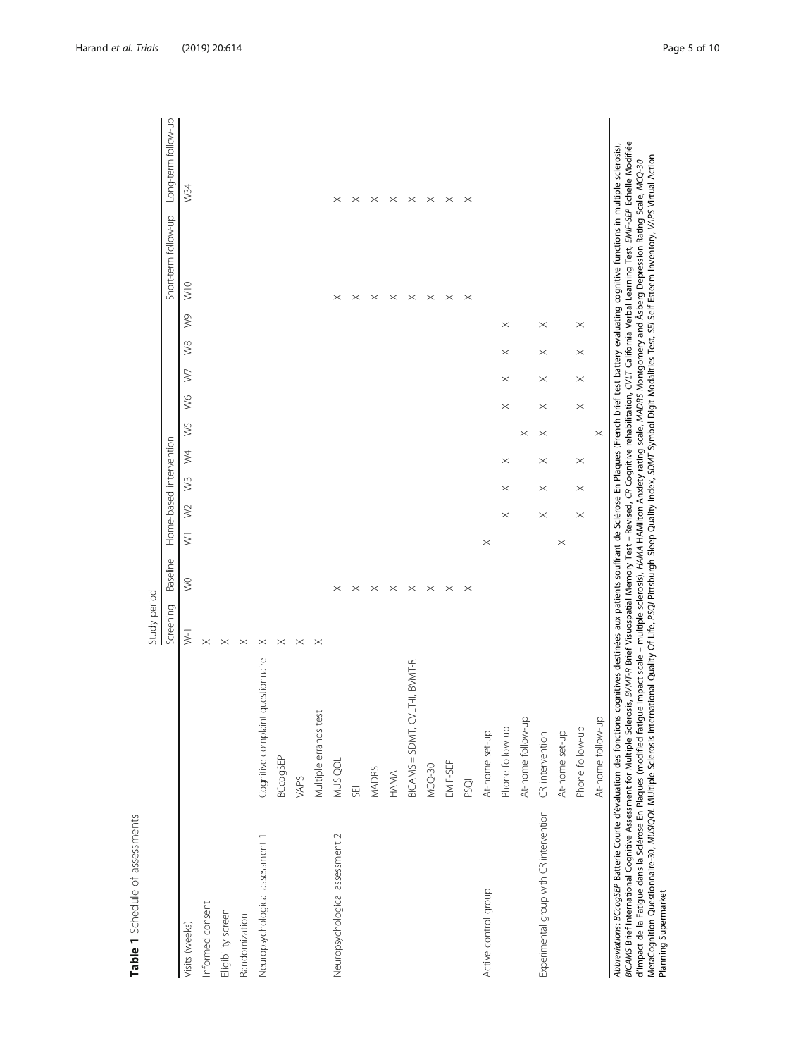**Table 1** Schedule of assessments

| | | Study period | | | | | | | | | | | | |
|---|---|---|---|---|---|---|---|---|---|---|---|---|---|---|
| | | Screening | Baseline | Home-based intervention | | | | | | | | | Short-term follow-up | Long-term follow-up |
| Visits (weeks) | | W-1 | W0 | W1 | W2 | W3 | W4 | W5 | W6 | W7 | W8 | W9 | W10 | W34 |
| Informed consent | | × | | | | | | | | | | | | |
| Eligibility screen | | × | | | | | | | | | | | | |
| Randomization | | × | | | | | | | | | | | | |
| Neuropsychological assessment 1 | Cognitive complaint questionnaire | × | | | | | | | | | | | | |
| | BCcogSEP | × | | | | | | | | | | | | |
| | VAPS | × | | | | | | | | | | | | |
| | Multiple errands test | × | | | | | | | | | | | | |
| Neuropsychological assessment 2 | MUSIQOL | | × | | | | | | | | | | × | × |
| | SEI | | × | | | | | | | | | | × | × |
| | MADRS | | × | | | | | | | | | | × | × |
| | HAMA | | × | | | | | | | | | | × | × |
| | BICAMS = SDMT, CVLT-II, BVMT-R | | × | | | | | | | | | | × | × |
| | MCQ-30 | | × | | | | | | | | | | × | × |
| | EMIF-SEP | | × | | | | | | | | | | × | × |
| | PSQI | | × | | | | | | | | | | × | × |
| Active control group | At-home set-up | | | × | | | | | | | | | | |
| | Phone follow-up | | | | × | × | × | | × | × | × | × | | |
| | At-home follow-up | | | | | | | × | | | | | | |
| Experimental group with CR intervention | CR intervention | | | | × | × | × | × | × | × | × | × | | |
| | At-home set-up | | | × | | | | | | | | | | |
| | Phone follow-up | | | | × | × | × | | × | × | × | × | | |
| | At-home follow-up | | | | | | | × | | | | | | |

*Abbreviations*: *BCcogSEP* Batterie Courte d'évaluation des fonctions cognitives destinées aux patients souffrant de Sclérose En Plaques (French brief test battery evaluating cognitive functions in multiple sclerosis), *BICAMS* Brief International Cognitive Assessment for Multiple Sclerosis, *BVMT-R* Brief Visuospatial Memory Test – Revised, *CR* Cognitive rehabilitation, *CVLT* California Verbal Learning Test, *EMIF-SEP* Echelle Modifiée d'Impact de la Fatigue dans la Sclérose En Plaques (modified fatigue impact scale – multiple sclerosis), *HAMA* HAMilton Anxiety rating scale, *MADRS* Montgomery and Åsberg Depression Rating Scale, *MCQ-30* MetaCognition Questionnaire-30, *MUSIQOL* MUltiple Sclerosis International Quality Of Life, *PSQI* Pittsburgh Sleep Quality Index, *SDMT* Symbol Digit Modalities Test, *SEI* Self Esteem Inventory, *VAPS* Virtual Action Planning Supermarket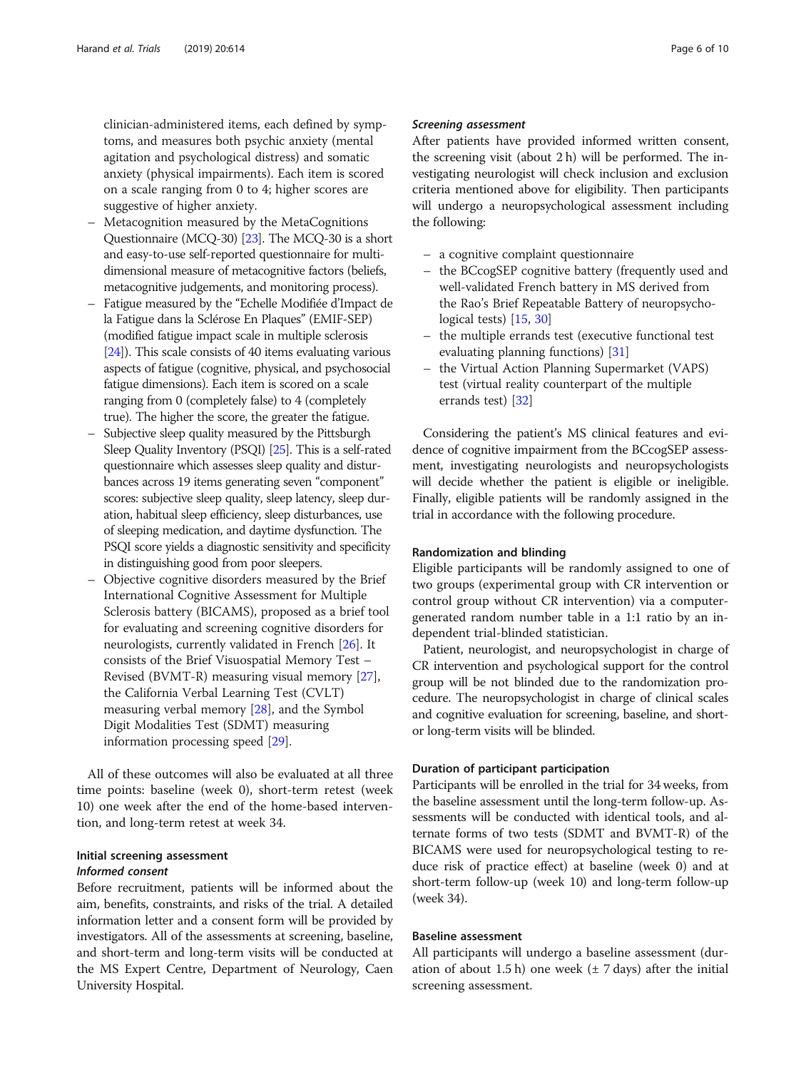clinician-administered items, each defined by symptoms, and measures both psychic anxiety (mental agitation and psychological distress) and somatic anxiety (physical impairments). Each item is scored on a scale ranging from 0 to 4; higher scores are suggestive of higher anxiety.

- Metacognition measured by the MetaCognitions Questionnaire (MCQ-30) [23]. The MCQ-30 is a short and easy-to-use self-reported questionnaire for multidimensional measure of metacognitive factors (beliefs, metacognitive judgements, and monitoring process).
- Fatigue measured by the "Echelle Modifiée d'Impact de la Fatigue dans la Sclérose En Plaques" (EMIF-SEP) (modified fatigue impact scale in multiple sclerosis [24]). This scale consists of 40 items evaluating various aspects of fatigue (cognitive, physical, and psychosocial fatigue dimensions). Each item is scored on a scale ranging from 0 (completely false) to 4 (completely true). The higher the score, the greater the fatigue.
- Subjective sleep quality measured by the Pittsburgh Sleep Quality Inventory (PSQI) [25]. This is a self-rated questionnaire which assesses sleep quality and disturbances across 19 items generating seven "component" scores: subjective sleep quality, sleep latency, sleep duration, habitual sleep efficiency, sleep disturbances, use of sleeping medication, and daytime dysfunction. The PSQI score yields a diagnostic sensitivity and specificity in distinguishing good from poor sleepers.
- Objective cognitive disorders measured by the Brief International Cognitive Assessment for Multiple Sclerosis battery (BICAMS), proposed as a brief tool for evaluating and screening cognitive disorders for neurologists, currently validated in French [26]. It consists of the Brief Visuospatial Memory Test – Revised (BVMT-R) measuring visual memory [27], the California Verbal Learning Test (CVLT) measuring verbal memory [28], and the Symbol Digit Modalities Test (SDMT) measuring information processing speed [29].

All of these outcomes will also be evaluated at all three time points: baseline (week 0), short-term retest (week 10) one week after the end of the home-based intervention, and long-term retest at week 34.

### Initial screening assessment

#### *Informed consent*

Before recruitment, patients will be informed about the aim, benefits, constraints, and risks of the trial. A detailed information letter and a consent form will be provided by investigators. All of the assessments at screening, baseline, and short-term and long-term visits will be conducted at the MS Expert Centre, Department of Neurology, Caen University Hospital.

#### *Screening assessment*

After patients have provided informed written consent, the screening visit (about 2 h) will be performed. The investigating neurologist will check inclusion and exclusion criteria mentioned above for eligibility. Then participants will undergo a neuropsychological assessment including the following:

- a cognitive complaint questionnaire
- the BCcogSEP cognitive battery (frequently used and well-validated French battery in MS derived from the Rao's Brief Repeatable Battery of neuropsychological tests) [15, 30]
- the multiple errands test (executive functional test evaluating planning functions) [31]
- the Virtual Action Planning Supermarket (VAPS) test (virtual reality counterpart of the multiple errands test) [32]

Considering the patient's MS clinical features and evidence of cognitive impairment from the BCcogSEP assessment, investigating neurologists and neuropsychologists will decide whether the patient is eligible or ineligible. Finally, eligible patients will be randomly assigned in the trial in accordance with the following procedure.

### Randomization and blinding

Eligible participants will be randomly assigned to one of two groups (experimental group with CR intervention or control group without CR intervention) via a computer-generated random number table in a 1:1 ratio by an independent trial-blinded statistician.

Patient, neurologist, and neuropsychologist in charge of CR intervention and psychological support for the control group will be not blinded due to the randomization procedure. The neuropsychologist in charge of clinical scales and cognitive evaluation for screening, baseline, and short- or long-term visits will be blinded.

### Duration of participant participation

Participants will be enrolled in the trial for 34 weeks, from the baseline assessment until the long-term follow-up. Assessments will be conducted with identical tools, and alternate forms of two tests (SDMT and BVMT-R) of the BICAMS were used for neuropsychological testing to reduce risk of practice effect) at baseline (week 0) and at short-term follow-up (week 10) and long-term follow-up (week 34).

### Baseline assessment

All participants will undergo a baseline assessment (duration of about 1.5 h) one week (± 7 days) after the initial screening assessment.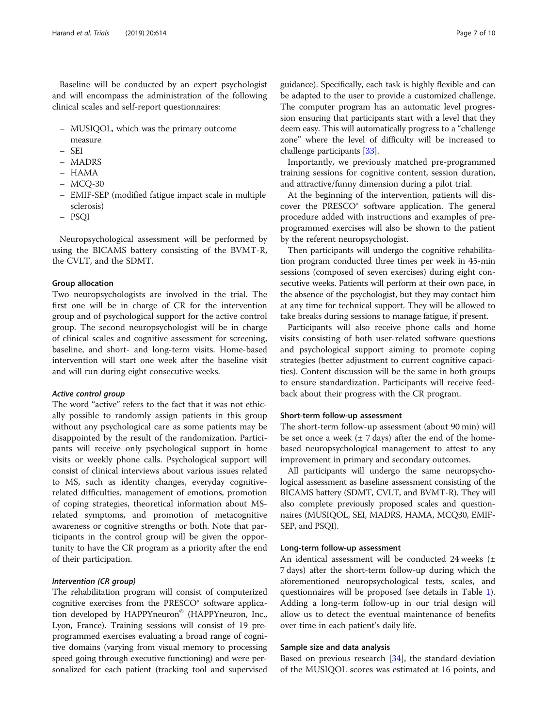Baseline will be conducted by an expert psychologist and will encompass the administration of the following clinical scales and self-report questionnaires:

- MUSIQOL, which was the primary outcome measure
- SEI
- MADRS
- HAMA
- MCQ-30
- EMIF-SEP (modified fatigue impact scale in multiple sclerosis)
- PSQI

Neuropsychological assessment will be performed by using the BICAMS battery consisting of the BVMT-R, the CVLT, and the SDMT.

### Group allocation

Two neuropsychologists are involved in the trial. The first one will be in charge of CR for the intervention group and of psychological support for the active control group. The second neuropsychologist will be in charge of clinical scales and cognitive assessment for screening, baseline, and short- and long-term visits. Home-based intervention will start one week after the baseline visit and will run during eight consecutive weeks.

#### *Active control group*

The word "active" refers to the fact that it was not ethically possible to randomly assign patients in this group without any psychological care as some patients may be disappointed by the result of the randomization. Participants will receive only psychological support in home visits or weekly phone calls. Psychological support will consist of clinical interviews about various issues related to MS, such as identity changes, everyday cognitive-related difficulties, management of emotions, promotion of coping strategies, theoretical information about MS-related symptoms, and promotion of metacognitive awareness or cognitive strengths or both. Note that participants in the control group will be given the opportunity to have the CR program as a priority after the end of their participation.

#### *Intervention (CR group)*

The rehabilitation program will consist of computerized cognitive exercises from the PRESCO® software application developed by HAPPYneuron© (HAPPYneuron, Inc., Lyon, France). Training sessions will consist of 19 pre-programmed exercises evaluating a broad range of cognitive domains (varying from visual memory to processing speed going through executive functioning) and were personalized for each patient (tracking tool and supervised guidance). Specifically, each task is highly flexible and can be adapted to the user to provide a customized challenge. The computer program has an automatic level progression ensuring that participants start with a level that they deem easy. This will automatically progress to a "challenge zone" where the level of difficulty will be increased to challenge participants [33].

Importantly, we previously matched pre-programmed training sessions for cognitive content, session duration, and attractive/funny dimension during a pilot trial.

At the beginning of the intervention, patients will discover the PRESCO® software application. The general procedure added with instructions and examples of pre-programmed exercises will also be shown to the patient by the referent neuropsychologist.

Then participants will undergo the cognitive rehabilitation program conducted three times per week in 45-min sessions (composed of seven exercises) during eight consecutive weeks. Patients will perform at their own pace, in the absence of the psychologist, but they may contact him at any time for technical support. They will be allowed to take breaks during sessions to manage fatigue, if present.

Participants will also receive phone calls and home visits consisting of both user-related software questions and psychological support aiming to promote coping strategies (better adjustment to current cognitive capacities). Content discussion will be the same in both groups to ensure standardization. Participants will receive feedback about their progress with the CR program.

### Short-term follow-up assessment

The short-term follow-up assessment (about 90 min) will be set once a week (± 7 days) after the end of the home-based neuropsychological management to attest to any improvement in primary and secondary outcomes.

All participants will undergo the same neuropsychological assessment as baseline assessment consisting of the BICAMS battery (SDMT, CVLT, and BVMT-R). They will also complete previously proposed scales and questionnaires (MUSIQOL, SEI, MADRS, HAMA, MCQ30, EMIF-SEP, and PSQI).

### Long-term follow-up assessment

An identical assessment will be conducted 24 weeks (± 7 days) after the short-term follow-up during which the aforementioned neuropsychological tests, scales, and questionnaires will be proposed (see details in Table 1). Adding a long-term follow-up in our trial design will allow us to detect the eventual maintenance of benefits over time in each patient's daily life.

### Sample size and data analysis

Based on previous research [34], the standard deviation of the MUSIQOL scores was estimated at 16 points, and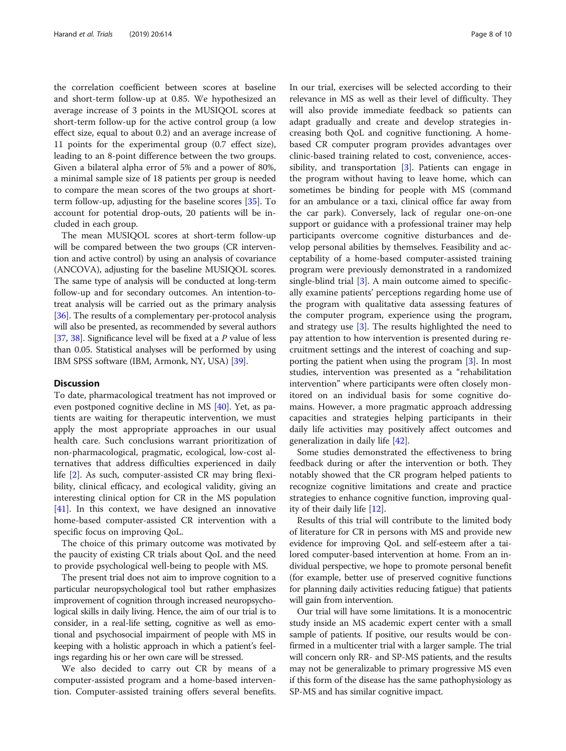the correlation coefficient between scores at baseline and short-term follow-up at 0.85. We hypothesized an average increase of 3 points in the MUSIQOL scores at short-term follow-up for the active control group (a low effect size, equal to about 0.2) and an average increase of 11 points for the experimental group (0.7 effect size), leading to an 8-point difference between the two groups. Given a bilateral alpha error of 5% and a power of 80%, a minimal sample size of 18 patients per group is needed to compare the mean scores of the two groups at short-term follow-up, adjusting for the baseline scores [35]. To account for potential drop-outs, 20 patients will be included in each group.

The mean MUSIQOL scores at short-term follow-up will be compared between the two groups (CR intervention and active control) by using an analysis of covariance (ANCOVA), adjusting for the baseline MUSIQOL scores. The same type of analysis will be conducted at long-term follow-up and for secondary outcomes. An intention-to-treat analysis will be carried out as the primary analysis [36]. The results of a complementary per-protocol analysis will also be presented, as recommended by several authors [37, 38]. Significance level will be fixed at a *P* value of less than 0.05. Statistical analyses will be performed by using IBM SPSS software (IBM, Armonk, NY, USA) [39].

## Discussion

To date, pharmacological treatment has not improved or even postponed cognitive decline in MS [40]. Yet, as patients are waiting for therapeutic intervention, we must apply the most appropriate approaches in our usual health care. Such conclusions warrant prioritization of non-pharmacological, pragmatic, ecological, low-cost alternatives that address difficulties experienced in daily life [2]. As such, computer-assisted CR may bring flexibility, clinical efficacy, and ecological validity, giving an interesting clinical option for CR in the MS population [41]. In this context, we have designed an innovative home-based computer-assisted CR intervention with a specific focus on improving QoL.

The choice of this primary outcome was motivated by the paucity of existing CR trials about QoL and the need to provide psychological well-being to people with MS.

The present trial does not aim to improve cognition to a particular neuropsychological tool but rather emphasizes improvement of cognition through increased neuropsychological skills in daily living. Hence, the aim of our trial is to consider, in a real-life setting, cognitive as well as emotional and psychosocial impairment of people with MS in keeping with a holistic approach in which a patient's feelings regarding his or her own care will be stressed.

We also decided to carry out CR by means of a computer-assisted program and a home-based intervention. Computer-assisted training offers several benefits. In our trial, exercises will be selected according to their relevance in MS as well as their level of difficulty. They will also provide immediate feedback so patients can adapt gradually and create and develop strategies increasing both QoL and cognitive functioning. A home-based CR computer program provides advantages over clinic-based training related to cost, convenience, accessibility, and transportation [3]. Patients can engage in the program without having to leave home, which can sometimes be binding for people with MS (command for an ambulance or a taxi, clinical office far away from the car park). Conversely, lack of regular one-on-one support or guidance with a professional trainer may help participants overcome cognitive disturbances and develop personal abilities by themselves. Feasibility and acceptability of a home-based computer-assisted training program were previously demonstrated in a randomized single-blind trial [3]. A main outcome aimed to specifically examine patients' perceptions regarding home use of the program with qualitative data assessing features of the computer program, experience using the program, and strategy use [3]. The results highlighted the need to pay attention to how intervention is presented during recruitment settings and the interest of coaching and supporting the patient when using the program [3]. In most studies, intervention was presented as a "rehabilitation intervention" where participants were often closely monitored on an individual basis for some cognitive domains. However, a more pragmatic approach addressing capacities and strategies helping participants in their daily life activities may positively affect outcomes and generalization in daily life [42].

Some studies demonstrated the effectiveness to bring feedback during or after the intervention or both. They notably showed that the CR program helped patients to recognize cognitive limitations and create and practice strategies to enhance cognitive function, improving quality of their daily life [12].

Results of this trial will contribute to the limited body of literature for CR in persons with MS and provide new evidence for improving QoL and self-esteem after a tailored computer-based intervention at home. From an individual perspective, we hope to promote personal benefit (for example, better use of preserved cognitive functions for planning daily activities reducing fatigue) that patients will gain from intervention.

Our trial will have some limitations. It is a monocentric study inside an MS academic expert center with a small sample of patients. If positive, our results would be confirmed in a multicenter trial with a larger sample. The trial will concern only RR- and SP-MS patients, and the results may not be generalizable to primary progressive MS even if this form of the disease has the same pathophysiology as SP-MS and has similar cognitive impact.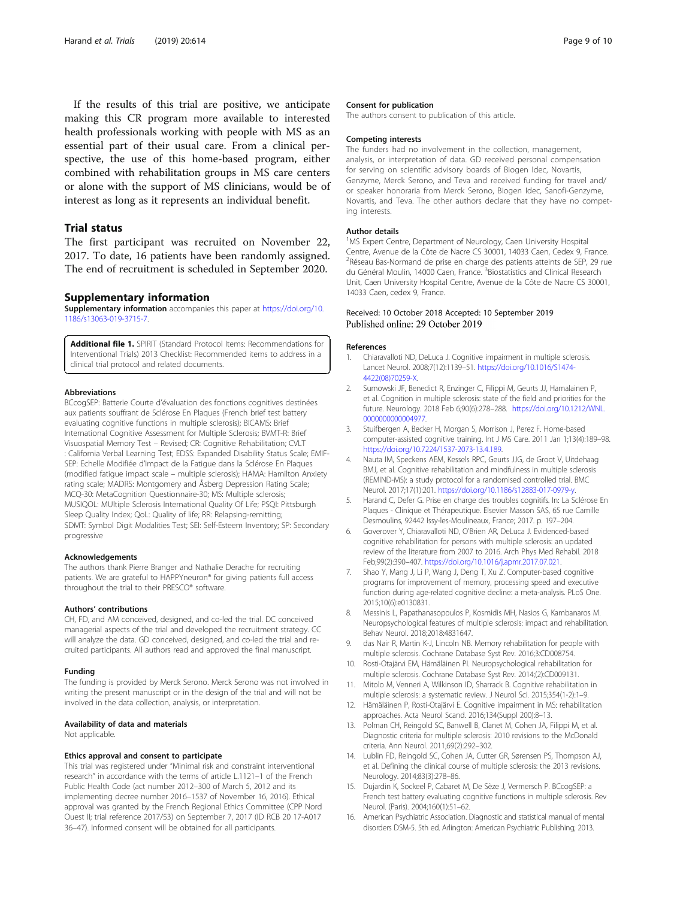If the results of this trial are positive, we anticipate making this CR program more available to interested health professionals working with people with MS as an essential part of their usual care. From a clinical perspective, the use of this home-based program, either combined with rehabilitation groups in MS care centers or alone with the support of MS clinicians, would be of interest as long as it represents an individual benefit.

## Trial status

The first participant was recruited on November 22, 2017. To date, 16 patients have been randomly assigned. The end of recruitment is scheduled in September 2020.

## Supplementary information

**Supplementary information** accompanies this paper at https://doi.org/10.1186/s13063-019-3715-7.

**Additional file 1.** SPIRIT (Standard Protocol Items: Recommendations for Interventional Trials) 2013 Checklist: Recommended items to address in a clinical trial protocol and related documents.

### Abbreviations

BCcogSEP: Batterie Courte d'évaluation des fonctions cognitives destinées aux patients souffrant de Sclérose En Plaques (French brief test battery evaluating cognitive functions in multiple sclerosis); BICAMS: Brief International Cognitive Assessment for Multiple Sclerosis; BVMT-R: Brief Visuospatial Memory Test – Revised; CR: Cognitive Rehabilitation; CVLT : California Verbal Learning Test; EDSS: Expanded Disability Status Scale; EMIF-SEP: Echelle Modifiée d'Impact de la Fatigue dans la Sclérose En Plaques (modified fatigue impact scale – multiple sclerosis); HAMA: Hamilton Anxiety rating scale; MADRS: Montgomery and Åsberg Depression Rating Scale; MCQ-30: MetaCognition Questionnaire-30; MS: Multiple sclerosis; MUSIQOL: MUltiple Sclerosis International Quality Of Life; PSQI: Pittsburgh Sleep Quality Index; QoL: Quality of life; RR: Relapsing-remitting; SDMT: Symbol Digit Modalities Test; SEI: Self-Esteem Inventory; SP: Secondary progressive

### Acknowledgements

The authors thank Pierre Branger and Nathalie Derache for recruiting patients. We are grateful to HAPPYneuron® for giving patients full access throughout the trial to their PRESCO® software.

### Authors' contributions

CH, FD, and AM conceived, designed, and co-led the trial. DC conceived managerial aspects of the trial and developed the recruitment strategy. CC will analyze the data. GD conceived, designed, and co-led the trial and recruited participants. All authors read and approved the final manuscript.

### Funding

The funding is provided by Merck Serono. Merck Serono was not involved in writing the present manuscript or in the design of the trial and will not be involved in the data collection, analysis, or interpretation.

### Availability of data and materials

Not applicable.

### Ethics approval and consent to participate

This trial was registered under "Minimal risk and constraint interventional research" in accordance with the terms of article L.1121–1 of the French Public Health Code (act number 2012–300 of March 5, 2012 and its implementing decree number 2016–1537 of November 16, 2016). Ethical approval was granted by the French Regional Ethics Committee (CPP Nord Ouest II; trial reference 2017/53) on September 7, 2017 (ID RCB 20 17-A017 36–47). Informed consent will be obtained for all participants.

### Consent for publication

The authors consent to publication of this article.

### Competing interests

The funders had no involvement in the collection, management, analysis, or interpretation of data. GD received personal compensation for serving on scientific advisory boards of Biogen Idec, Novartis, Genzyme, Merck Serono, and Teva and received funding for travel and/or speaker honoraria from Merck Serono, Biogen Idec, Sanofi-Genzyme, Novartis, and Teva. The other authors declare that they have no competing interests.

### Author details

[1]MS Expert Centre, Department of Neurology, Caen University Hospital Centre, Avenue de la Côte de Nacre CS 30001, 14033 Caen, Cedex 9, France. [2]Réseau Bas-Normand de prise en charge des patients atteints de SEP, 29 rue du Général Moulin, 14000 Caen, France. [3]Biostatistics and Clinical Research Unit, Caen University Hospital Centre, Avenue de la Côte de Nacre CS 30001, 14033 Caen, cedex 9, France.

Received: 10 October 2018 Accepted: 10 September 2019
Published online: 29 October 2019

### References

1. Chiaravalloti ND, DeLuca J. Cognitive impairment in multiple sclerosis. Lancet Neurol. 2008;7(12):1139–51. https://doi.org/10.1016/S1474-4422(08)70259-X.
2. Sumowski JF, Benedict R, Enzinger C, Filippi M, Geurts JJ, Hamalainen P, et al. Cognition in multiple sclerosis: state of the field and priorities for the future. Neurology. 2018 Feb 6;90(6):278–288. https://doi.org/10.1212/WNL.0000000000004977.
3. Stuifbergen A, Becker H, Morgan S, Morrison J, Perez F. Home-based computer-assisted cognitive training. Int J MS Care. 2011 Jan 1;13(4):189–98. https://doi.org/10.7224/1537-2073-13.4.189.
4. Nauta IM, Speckens AEM, Kessels RPC, Geurts JJG, de Groot V, Uitdehaag BMJ, et al. Cognitive rehabilitation and mindfulness in multiple sclerosis (REMIND-MS): a study protocol for a randomised controlled trial. BMC Neurol. 2017;17(1):201. https://doi.org/10.1186/s12883-017-0979-y.
5. Harand C, Defer G. Prise en charge des troubles cognitifs. In: La Sclérose En Plaques - Clinique et Thérapeutique. Elsevier Masson SAS, 65 rue Camille Desmoulins, 92442 Issy-les-Moulineaux, France; 2017. p. 197–204.
6. Goverover Y, Chiaravalloti ND, O'Brien AR, DeLuca J. Evidenced-based cognitive rehabilitation for persons with multiple sclerosis: an updated review of the literature from 2007 to 2016. Arch Phys Med Rehabil. 2018 Feb;99(2):390–407. https://doi.org/10.1016/j.apmr.2017.07.021.
7. Shao Y, Mang J, Li P, Wang J, Deng T, Xu Z. Computer-based cognitive programs for improvement of memory, processing speed and executive function during age-related cognitive decline: a meta-analysis. PLoS One. 2015;10(6):e0130831.
8. Messinis L, Papathanasopoulos P, Kosmidis MH, Nasios G, Kambanaros M. Neuropsychological features of multiple sclerosis: impact and rehabilitation. Behav Neurol. 2018;2018:4831647.
9. das Nair R, Martin K-J, Lincoln NB. Memory rehabilitation for people with multiple sclerosis. Cochrane Database Syst Rev. 2016;3:CD008754.
10. Rosti-Otajärvi EM, Hämäläinen PI. Neuropsychological rehabilitation for multiple sclerosis. Cochrane Database Syst Rev. 2014;(2):CD009131.
11. Mitolo M, Venneri A, Wilkinson ID, Sharrack B. Cognitive rehabilitation in multiple sclerosis: a systematic review. J Neurol Sci. 2015;354(1-2):1–9.
12. Hämäläinen P, Rosti-Otajärvi E. Cognitive impairment in MS: rehabilitation approaches. Acta Neurol Scand. 2016;134(Suppl 200):8–13.
13. Polman CH, Reingold SC, Banwell B, Clanet M, Cohen JA, Filippi M, et al. Diagnostic criteria for multiple sclerosis: 2010 revisions to the McDonald criteria. Ann Neurol. 2011;69(2):292–302.
14. Lublin FD, Reingold SC, Cohen JA, Cutter GR, Sørensen PS, Thompson AJ, et al. Defining the clinical course of multiple sclerosis: the 2013 revisions. Neurology. 2014;83(3):278–86.
15. Dujardin K, Sockeel P, Cabaret M, De Sèze J, Vermersch P. BCcogSEP: a French test battery evaluating cognitive functions in multiple sclerosis. Rev Neurol. (Paris). 2004;160(1):51–62.
16. American Psychiatric Association. Diagnostic and statistical manual of mental disorders DSM-5. 5th ed. Arlington: American Psychiatric Publishing; 2013.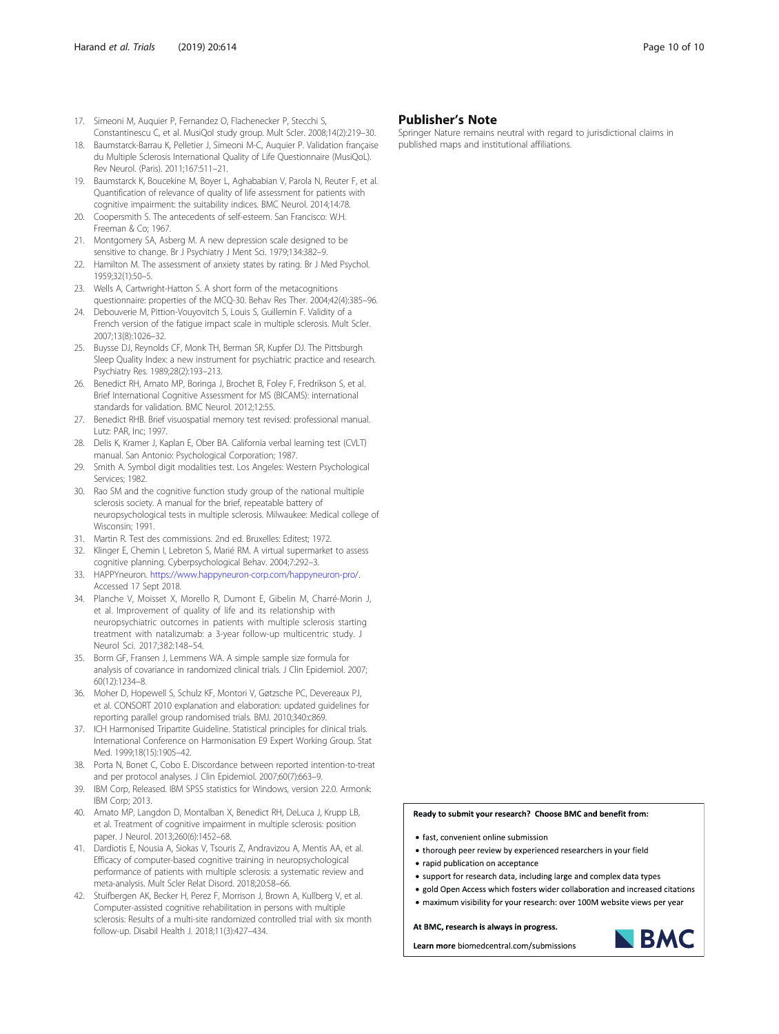17. Simeoni M, Auquier P, Fernandez O, Flachenecker P, Stecchi S, Constantinescu C, et al. MusiQol study group. Mult Scler. 2008;14(2):219–30.
18. Baumstarck-Barrau K, Pelletier J, Simeoni M-C, Auquier P. Validation française du Multiple Sclerosis International Quality of Life Questionnaire (MusiQoL). Rev Neurol. (Paris). 2011;167:511–21.
19. Baumstarck K, Boucekine M, Boyer L, Aghababian V, Parola N, Reuter F, et al. Quantification of relevance of quality of life assessment for patients with cognitive impairment: the suitability indices. BMC Neurol. 2014;14:78.
20. Coopersmith S. The antecedents of self-esteem. San Francisco: W.H. Freeman & Co; 1967.
21. Montgomery SA, Asberg M. A new depression scale designed to be sensitive to change. Br J Psychiatry J Ment Sci. 1979;134:382–9.
22. Hamilton M. The assessment of anxiety states by rating. Br J Med Psychol. 1959;32(1):50–5.
23. Wells A, Cartwright-Hatton S. A short form of the metacognitions questionnaire: properties of the MCQ-30. Behav Res Ther. 2004;42(4):385–96.
24. Debouverie M, Pittion-Vouyovitch S, Louis S, Guillemin F. Validity of a French version of the fatigue impact scale in multiple sclerosis. Mult Scler. 2007;13(8):1026–32.
25. Buysse DJ, Reynolds CF, Monk TH, Berman SR, Kupfer DJ. The Pittsburgh Sleep Quality Index: a new instrument for psychiatric practice and research. Psychiatry Res. 1989;28(2):193–213.
26. Benedict RH, Amato MP, Boringa J, Brochet B, Foley F, Fredrikson S, et al. Brief International Cognitive Assessment for MS (BICAMS): international standards for validation. BMC Neurol. 2012;12:55.
27. Benedict RHB. Brief visuospatial memory test revised: professional manual. Lutz: PAR, Inc; 1997.
28. Delis K, Kramer J, Kaplan E, Ober BA. California verbal learning test (CVLT) manual. San Antonio: Psychological Corporation; 1987.
29. Smith A. Symbol digit modalities test. Los Angeles: Western Psychological Services; 1982.
30. Rao SM and the cognitive function study group of the national multiple sclerosis society. A manual for the brief, repeatable battery of neuropsychological tests in multiple sclerosis. Milwaukee: Medical college of Wisconsin; 1991.
31. Martin R. Test des commissions. 2nd ed. Bruxelles: Editest; 1972.
32. Klinger E, Chemin I, Lebreton S, Marié RM. A virtual supermarket to assess cognitive planning. Cyberpsychological Behav. 2004;7:292–3.
33. HAPPYneuron. https://www.happyneuron-corp.com/happyneuron-pro/. Accessed 17 Sept 2018.
34. Planche V, Moisset X, Morello R, Dumont E, Gibelin M, Charré-Morin J, et al. Improvement of quality of life and its relationship with neuropsychiatric outcomes in patients with multiple sclerosis starting treatment with natalizumab: a 3-year follow-up multicentric study. J Neurol Sci. 2017;382:148–54.
35. Borm GF, Fransen J, Lemmens WA. A simple sample size formula for analysis of covariance in randomized clinical trials. J Clin Epidemiol. 2007; 60(12):1234–8.
36. Moher D, Hopewell S, Schulz KF, Montori V, Gøtzsche PC, Devereaux PJ, et al. CONSORT 2010 explanation and elaboration: updated guidelines for reporting parallel group randomised trials. BMJ. 2010;340:c869.
37. ICH Harmonised Tripartite Guideline. Statistical principles for clinical trials. International Conference on Harmonisation E9 Expert Working Group. Stat Med. 1999;18(15):1905–42.
38. Porta N, Bonet C, Cobo E. Discordance between reported intention-to-treat and per protocol analyses. J Clin Epidemiol. 2007;60(7):663–9.
39. IBM Corp, Released. IBM SPSS statistics for Windows, version 22.0. Armonk: IBM Corp; 2013.
40. Amato MP, Langdon D, Montalban X, Benedict RH, DeLuca J, Krupp LB, et al. Treatment of cognitive impairment in multiple sclerosis: position paper. J Neurol. 2013;260(6):1452–68.
41. Dardiotis E, Nousia A, Siokas V, Tsouris Z, Andravizou A, Mentis AA, et al. Efficacy of computer-based cognitive training in neuropsychological performance of patients with multiple sclerosis: a systematic review and meta-analysis. Mult Scler Relat Disord. 2018;20:58–66.
42. Stuifbergen AK, Becker H, Perez F, Morrison J, Brown A, Kullberg V, et al. Computer-assisted cognitive rehabilitation in persons with multiple sclerosis: Results of a multi-site randomized controlled trial with six month follow-up. Disabil Health J. 2018;11(3):427–434.

## Publisher's Note

Springer Nature remains neutral with regard to jurisdictional claims in published maps and institutional affiliations.

**Ready to submit your research? Choose BMC and benefit from:**

- fast, convenient online submission
- thorough peer review by experienced researchers in your field
- rapid publication on acceptance
- support for research data, including large and complex data types
- gold Open Access which fosters wider collaboration and increased citations
- maximum visibility for your research: over 100M website views per year

**At BMC, research is always in progress.**

**Learn more** biomedcentral.com/submissions

BMC